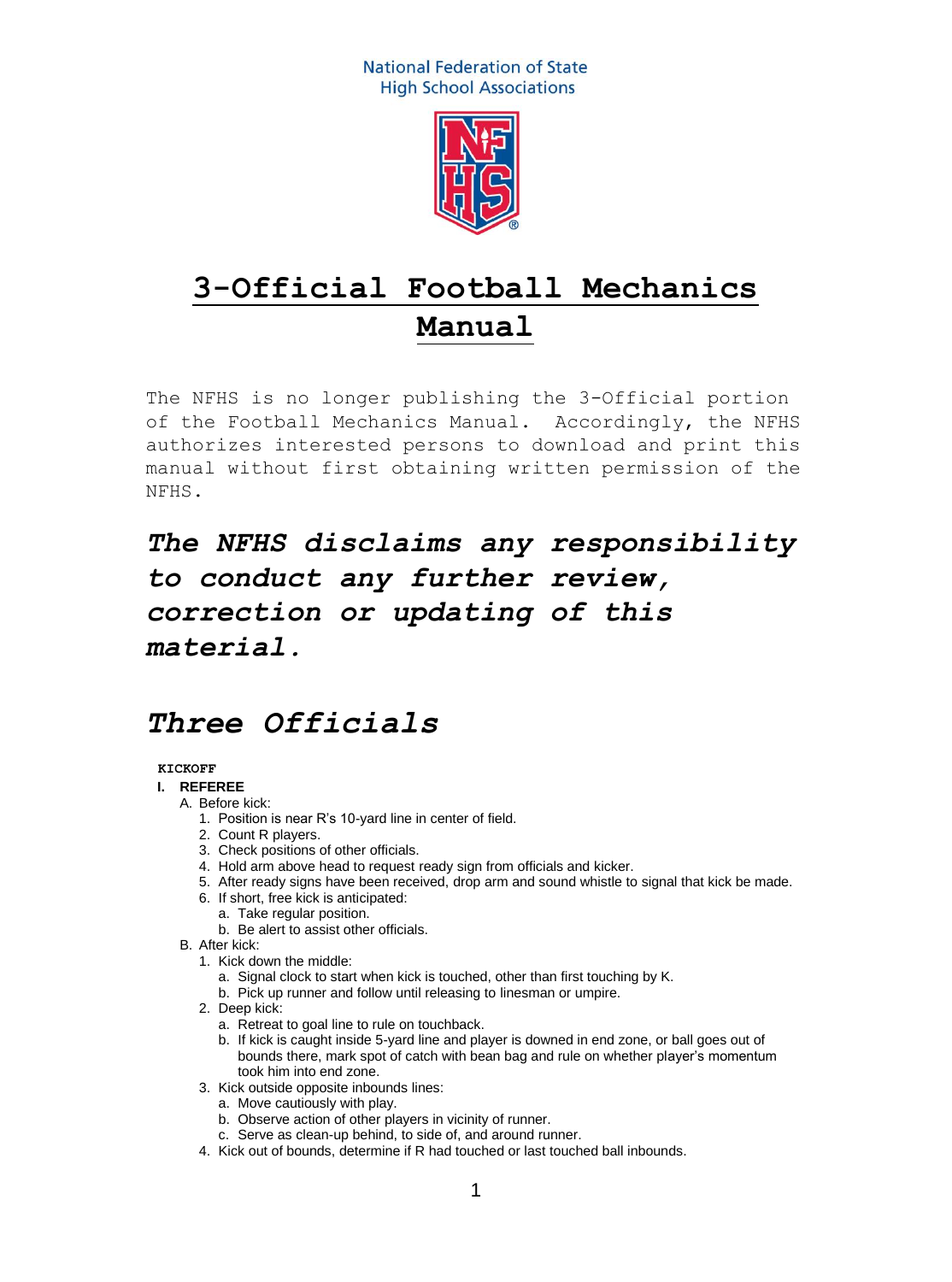National Federation of State High School Associations

# 3-Official Football Mechanics Manual

The NFHS is no longer publishing the 3-Official portion of the Football Mechanics Manual. Accordingly, the NFHS authorizes interested persons to download and print this manual without first obtaining written permission of the NFHS.

***The NFHS disclaims any responsibility to conduct any further review, correction or updating of this material.***

## *Three Officials*

**KICKOFF**

**I. REFEREE**

A. Before kick:
1. Position is near R's 10-yard line in center of field.
2. Count R players.
3. Check positions of other officials.
4. Hold arm above head to request ready sign from officials and kicker.
5. After ready signs have been received, drop arm and sound whistle to signal that kick be made.
6. If short, free kick is anticipated:
   a. Take regular position.
   b. Be alert to assist other officials.

B. After kick:
1. Kick down the middle:
   a. Signal clock to start when kick is touched, other than first touching by K.
   b. Pick up runner and follow until releasing to linesman or umpire.
2. Deep kick:
   a. Retreat to goal line to rule on touchback.
   b. If kick is caught inside 5-yard line and player is downed in end zone, or ball goes out of bounds there, mark spot of catch with bean bag and rule on whether player's momentum took him into end zone.
3. Kick outside opposite inbounds lines:
   a. Move cautiously with play.
   b. Observe action of other players in vicinity of runner.
   c. Serve as clean-up behind, to side of, and around runner.
4. Kick out of bounds, determine if R had touched or last touched ball inbounds.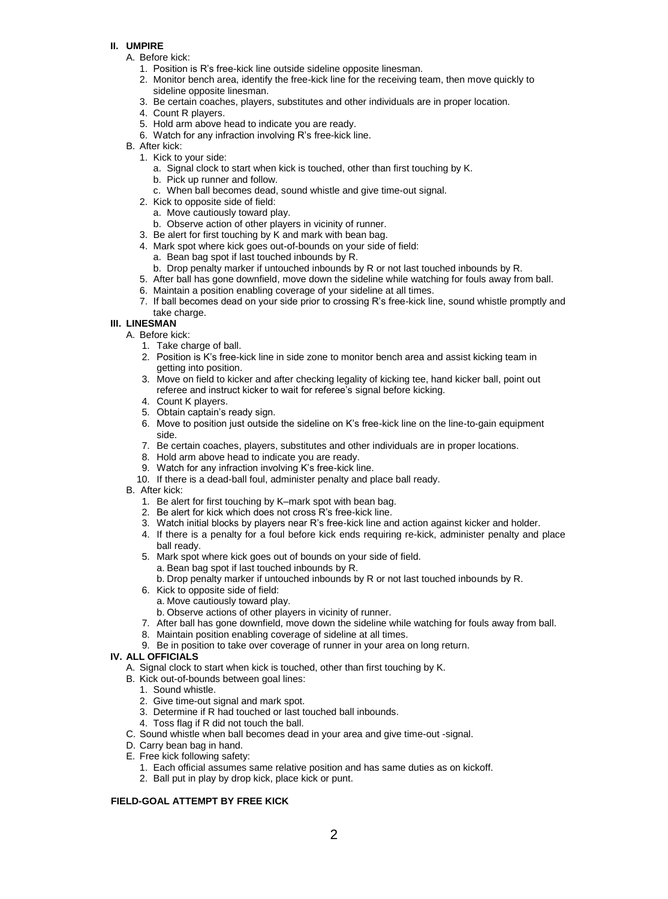## II. UMPIRE

A. Before kick:
   1. Position is R's free-kick line outside sideline opposite linesman.
   2. Monitor bench area, identify the free-kick line for the receiving team, then move quickly to sideline opposite linesman.
   3. Be certain coaches, players, substitutes and other individuals are in proper location.
   4. Count R players.
   5. Hold arm above head to indicate you are ready.
   6. Watch for any infraction involving R's free-kick line.

B. After kick:
   1. Kick to your side:
      a. Signal clock to start when kick is touched, other than first touching by K.
      b. Pick up runner and follow.
      c. When ball becomes dead, sound whistle and give time-out signal.
   2. Kick to opposite side of field:
      a. Move cautiously toward play.
      b. Observe action of other players in vicinity of runner.
   3. Be alert for first touching by K and mark with bean bag.
   4. Mark spot where kick goes out-of-bounds on your side of field:
      a. Bean bag spot if last touched inbounds by R.
      b. Drop penalty marker if untouched inbounds by R or not last touched inbounds by R.
   5. After ball has gone downfield, move down the sideline while watching for fouls away from ball.
   6. Maintain a position enabling coverage of your sideline at all times.
   7. If ball becomes dead on your side prior to crossing R's free-kick line, sound whistle promptly and take charge.

## III. LINESMAN

A. Before kick:
   1. Take charge of ball.
   2. Position is K's free-kick line in side zone to monitor bench area and assist kicking team in getting into position.
   3. Move on field to kicker and after checking legality of kicking tee, hand kicker ball, point out referee and instruct kicker to wait for referee's signal before kicking.
   4. Count K players.
   5. Obtain captain's ready sign.
   6. Move to position just outside the sideline on K's free-kick line on the line-to-gain equipment side.
   7. Be certain coaches, players, substitutes and other individuals are in proper locations.
   8. Hold arm above head to indicate you are ready.
   9. Watch for any infraction involving K's free-kick line.
   10. If there is a dead-ball foul, administer penalty and place ball ready.

B. After kick:
   1. Be alert for first touching by K–mark spot with bean bag.
   2. Be alert for kick which does not cross R's free-kick line.
   3. Watch initial blocks by players near R's free-kick line and action against kicker and holder.
   4. If there is a penalty for a foul before kick ends requiring re-kick, administer penalty and place ball ready.
   5. Mark spot where kick goes out of bounds on your side of field.
      a. Bean bag spot if last touched inbounds by R.
      b. Drop penalty marker if untouched inbounds by R or not last touched inbounds by R.
   6. Kick to opposite side of field:
      a. Move cautiously toward play.
      b. Observe actions of other players in vicinity of runner.
   7. After ball has gone downfield, move down the sideline while watching for fouls away from ball.
   8. Maintain position enabling coverage of sideline at all times.
   9. Be in position to take over coverage of runner in your area on long return.

## IV. ALL OFFICIALS

A. Signal clock to start when kick is touched, other than first touching by K.

B. Kick out-of-bounds between goal lines:
   1. Sound whistle.
   2. Give time-out signal and mark spot.
   3. Determine if R had touched or last touched ball inbounds.
   4. Toss flag if R did not touch the ball.

C. Sound whistle when ball becomes dead in your area and give time-out -signal.

D. Carry bean bag in hand.

E. Free kick following safety:
   1. Each official assumes same relative position and has same duties as on kickoff.
   2. Ball put in play by drop kick, place kick or punt.

## FIELD-GOAL ATTEMPT BY FREE KICK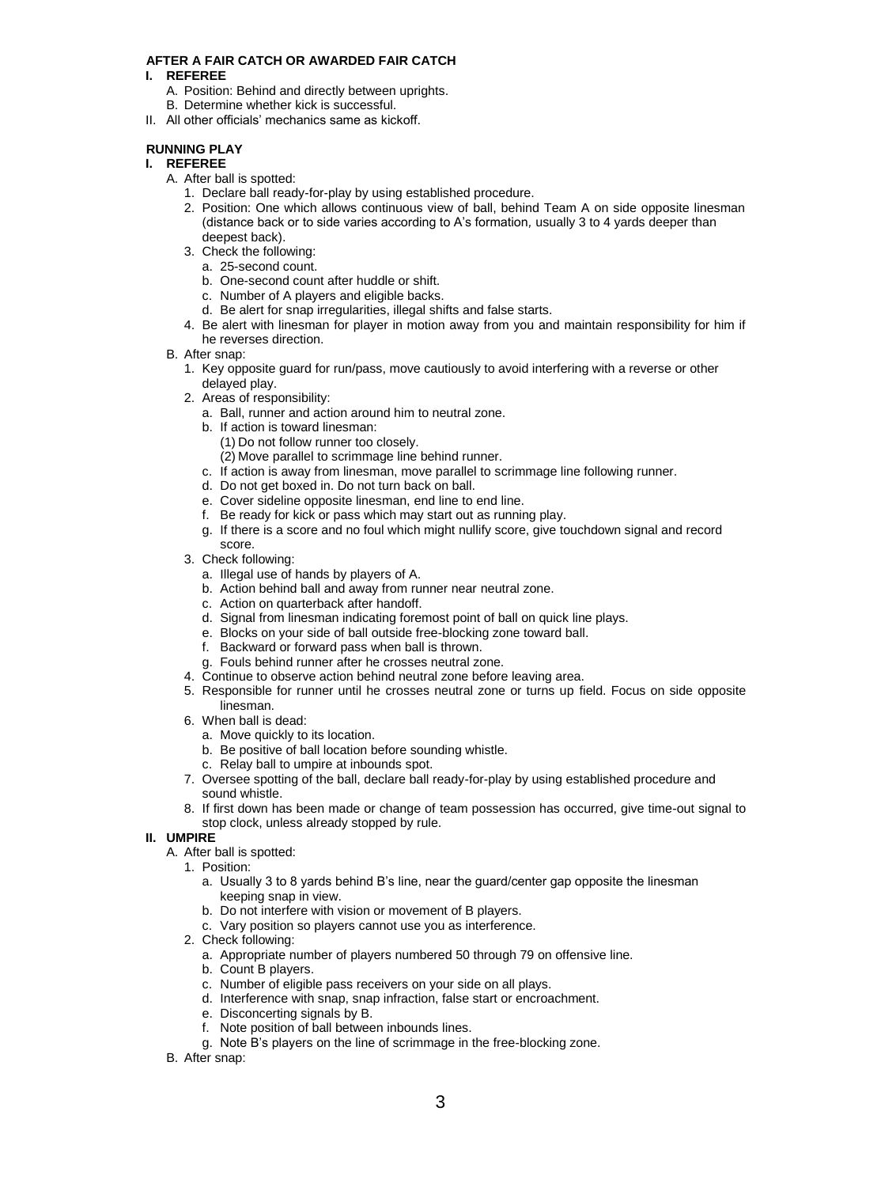**AFTER A FAIR CATCH OR AWARDED FAIR CATCH**

**I. REFEREE**

A. Position: Behind and directly between uprights.

B. Determine whether kick is successful.

II. All other officials' mechanics same as kickoff.

**RUNNING PLAY**

**I. REFEREE**

A. After ball is spotted:

1. Declare ball ready-for-play by using established procedure.
2. Position: One which allows continuous view of ball, behind Team A on side opposite linesman (distance back or to side varies according to A's formation, usually 3 to 4 yards deeper than deepest back).
3. Check the following:
   a. 25-second count.
   b. One-second count after huddle or shift.
   c. Number of A players and eligible backs.
   d. Be alert for snap irregularities, illegal shifts and false starts.
4. Be alert with linesman for player in motion away from you and maintain responsibility for him if he reverses direction.

B. After snap:

1. Key opposite guard for run/pass, move cautiously to avoid interfering with a reverse or other delayed play.
2. Areas of responsibility:
   a. Ball, runner and action around him to neutral zone.
   b. If action is toward linesman:
      (1) Do not follow runner too closely.
      (2) Move parallel to scrimmage line behind runner.
   c. If action is away from linesman, move parallel to scrimmage line following runner.
   d. Do not get boxed in. Do not turn back on ball.
   e. Cover sideline opposite linesman, end line to end line.
   f. Be ready for kick or pass which may start out as running play.
   g. If there is a score and no foul which might nullify score, give touchdown signal and record score.
3. Check following:
   a. Illegal use of hands by players of A.
   b. Action behind ball and away from runner near neutral zone.
   c. Action on quarterback after handoff.
   d. Signal from linesman indicating foremost point of ball on quick line plays.
   e. Blocks on your side of ball outside free-blocking zone toward ball.
   f. Backward or forward pass when ball is thrown.
   g. Fouls behind runner after he crosses neutral zone.
4. Continue to observe action behind neutral zone before leaving area.
5. Responsible for runner until he crosses neutral zone or turns up field. Focus on side opposite linesman.
6. When ball is dead:
   a. Move quickly to its location.
   b. Be positive of ball location before sounding whistle.
   c. Relay ball to umpire at inbounds spot.
7. Oversee spotting of the ball, declare ball ready-for-play by using established procedure and sound whistle.
8. If first down has been made or change of team possession has occurred, give time-out signal to stop clock, unless already stopped by rule.

**II. UMPIRE**

A. After ball is spotted:

1. Position:
   a. Usually 3 to 8 yards behind B's line, near the guard/center gap opposite the linesman keeping snap in view.
   b. Do not interfere with vision or movement of B players.
   c. Vary position so players cannot use you as interference.
2. Check following:
   a. Appropriate number of players numbered 50 through 79 on offensive line.
   b. Count B players.
   c. Number of eligible pass receivers on your side on all plays.
   d. Interference with snap, snap infraction, false start or encroachment.
   e. Disconcerting signals by B.
   f. Note position of ball between inbounds lines.
   g. Note B's players on the line of scrimmage in the free-blocking zone.

B. After snap: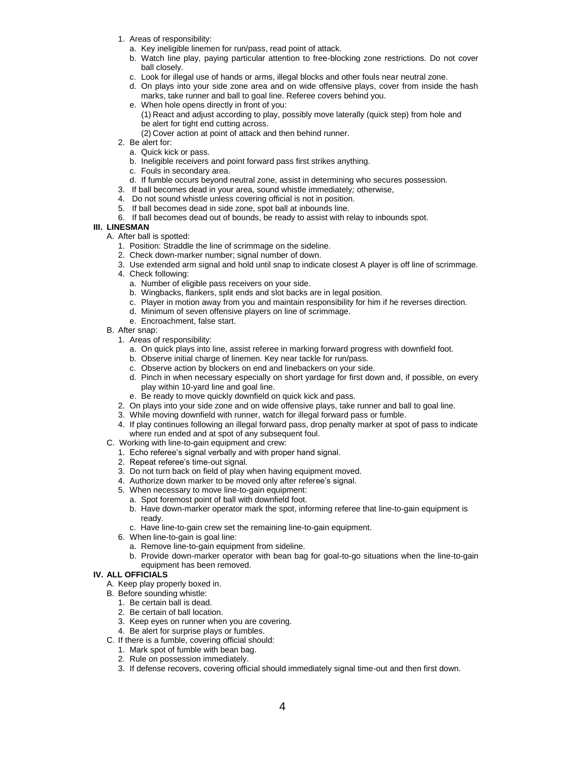1. Areas of responsibility:
   a. Key ineligible linemen for run/pass, read point of attack.
   b. Watch line play, paying particular attention to free-blocking zone restrictions. Do not cover ball closely.
   c. Look for illegal use of hands or arms, illegal blocks and other fouls near neutral zone.
   d. On plays into your side zone area and on wide offensive plays, cover from inside the hash marks, take runner and ball to goal line. Referee covers behind you.
   e. When hole opens directly in front of you:
      (1) React and adjust according to play, possibly move laterally (quick step) from hole and be alert for tight end cutting across.
      (2) Cover action at point of attack and then behind runner.
2. Be alert for:
   a. Quick kick or pass.
   b. Ineligible receivers and point forward pass first strikes anything.
   c. Fouls in secondary area.
   d. If fumble occurs beyond neutral zone, assist in determining who secures possession.
3. If ball becomes dead in your area, sound whistle immediately*;* otherwise,
4. Do not sound whistle unless covering official is not in position.
5. If ball becomes dead in side zone, spot ball at inbounds line.
6. If ball becomes dead out of bounds, be ready to assist with relay to inbounds spot.

## III. LINESMAN

A. After ball is spotted:
   1. Position: Straddle the line of scrimmage on the sideline.
   2. Check down-marker number; signal number of down.
   3. Use extended arm signal and hold until snap to indicate closest A player is off line of scrimmage.
   4. Check following:
      a. Number of eligible pass receivers on your side.
      b. Wingbacks, flankers, split ends and slot backs are in legal position.
      c. Player in motion away from you and maintain responsibility for him if he reverses direction.
      d. Minimum of seven offensive players on line of scrimmage.
      e. Encroachment, false start.

B. After snap:
   1. Areas of responsibility:
      a. On quick plays into line, assist referee in marking forward progress with downfield foot.
      b. Observe initial charge of linemen. Key near tackle for run/pass.
      c. Observe action by blockers on end and linebackers on your side.
      d. Pinch in when necessary especially on short yardage for first down and, if possible, on every play within 10-yard line and goal line.
      e. Be ready to move quickly downfield on quick kick and pass.
   2. On plays into your side zone and on wide offensive plays, take runner and ball to goal line.
   3. While moving downfield with runner, watch for illegal forward pass or fumble.
   4. If play continues following an illegal forward pass, drop penalty marker at spot of pass to indicate where run ended and at spot of any subsequent foul.

C. Working with line-to-gain equipment and crew:
   1. Echo referee's signal verbally and with proper hand signal.
   2. Repeat referee's time-out signal.
   3. Do not turn back on field of play when having equipment moved.
   4. Authorize down marker to be moved only after referee's signal.
   5. When necessary to move line-to-gain equipment:
      a. Spot foremost point of ball with downfield foot.
      b. Have down-marker operator mark the spot, informing referee that line-to-gain equipment is ready.
      c. Have line-to-gain crew set the remaining line-to-gain equipment.
   6. When line-to-gain is goal line:
      a. Remove line-to-gain equipment from sideline.
      b. Provide down-marker operator with bean bag for goal-to-go situations when the line-to-gain equipment has been removed.

## IV. ALL OFFICIALS

A. Keep play properly boxed in.

B. Before sounding whistle:
   1. Be certain ball is dead.
   2. Be certain of ball location.
   3. Keep eyes on runner when you are covering.
   4. Be alert for surprise plays or fumbles.

C. If there is a fumble, covering official should:
   1. Mark spot of fumble with bean bag.
   2. Rule on possession immediately.
   3. If defense recovers, covering official should immediately signal time-out and then first down.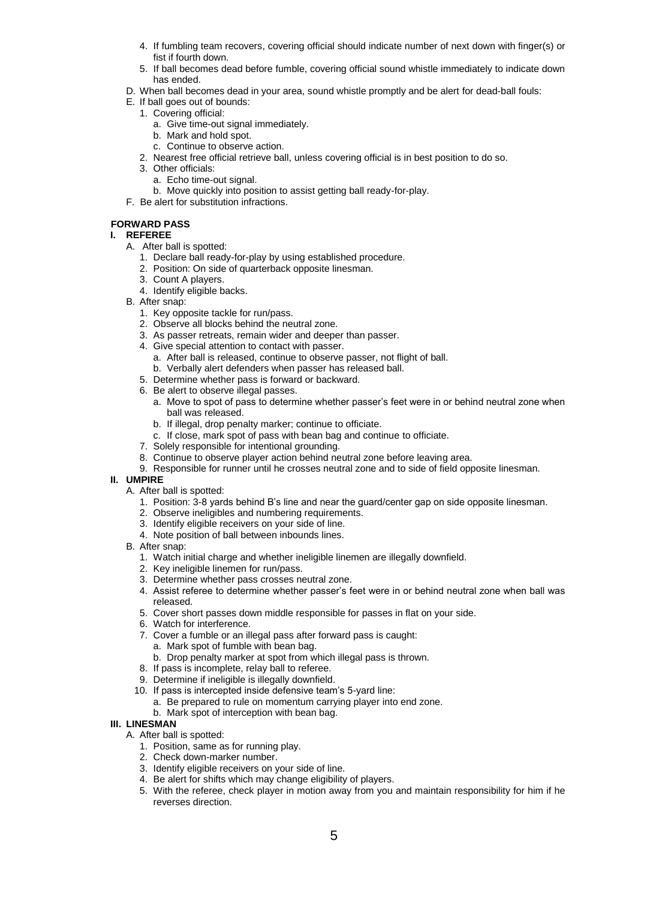4. If fumbling team recovers, covering official should indicate number of next down with finger(s) or fist if fourth down.
5. If ball becomes dead before fumble, covering official sound whistle immediately to indicate down has ended.

D. When ball becomes dead in your area, sound whistle promptly and be alert for dead-ball fouls:

E. If ball goes out of bounds:
   1. Covering official:
      a. Give time-out signal immediately.
      b. Mark and hold spot.
      c. Continue to observe action.
   2. Nearest free official retrieve ball, unless covering official is in best position to do so.
   3. Other officials:
      a. Echo time-out signal.
      b. Move quickly into position to assist getting ball ready-for-play.

F. Be alert for substitution infractions.

## FORWARD PASS

### I. REFEREE

A. After ball is spotted:
   1. Declare ball ready-for-play by using established procedure.
   2. Position: On side of quarterback opposite linesman.
   3. Count A players.
   4. Identify eligible backs.

B. After snap:
   1. Key opposite tackle for run/pass.
   2. Observe all blocks behind the neutral zone.
   3. As passer retreats, remain wider and deeper than passer.
   4. Give special attention to contact with passer.
      a. After ball is released, continue to observe passer, not flight of ball.
      b. Verbally alert defenders when passer has released ball.
   5. Determine whether pass is forward or backward.
   6. Be alert to observe illegal passes.
      a. Move to spot of pass to determine whether passer's feet were in or behind neutral zone when ball was released.
      b. If illegal, drop penalty marker; continue to officiate.
      c. If close, mark spot of pass with bean bag and continue to officiate.
   7. Solely responsible for intentional grounding.
   8. Continue to observe player action behind neutral zone before leaving area.
   9. Responsible for runner until he crosses neutral zone and to side of field opposite linesman.

### II. UMPIRE

A. After ball is spotted:
   1. Position: 3-8 yards behind B's line and near the guard/center gap on side opposite linesman.
   2. Observe ineligibles and numbering requirements.
   3. Identify eligible receivers on your side of line.
   4. Note position of ball between inbounds lines.

B. After snap:
   1. Watch initial charge and whether ineligible linemen are illegally downfield.
   2. Key ineligible linemen for run/pass.
   3. Determine whether pass crosses neutral zone.
   4. Assist referee to determine whether passer's feet were in or behind neutral zone when ball was released.
   5. Cover short passes down middle responsible for passes in flat on your side.
   6. Watch for interference.
   7. Cover a fumble or an illegal pass after forward pass is caught:
      a. Mark spot of fumble with bean bag.
      b. Drop penalty marker at spot from which illegal pass is thrown.
   8. If pass is incomplete, relay ball to referee.
   9. Determine if ineligible is illegally downfield.
   10. If pass is intercepted inside defensive team's 5-yard line:
      a. Be prepared to rule on momentum carrying player into end zone.
      b. Mark spot of interception with bean bag.

### III. LINESMAN

A. After ball is spotted:
   1. Position, same as for running play.
   2. Check down-marker number.
   3. Identify eligible receivers on your side of line.
   4. Be alert for shifts which may change eligibility of players.
   5. With the referee, check player in motion away from you and maintain responsibility for him if he reverses direction.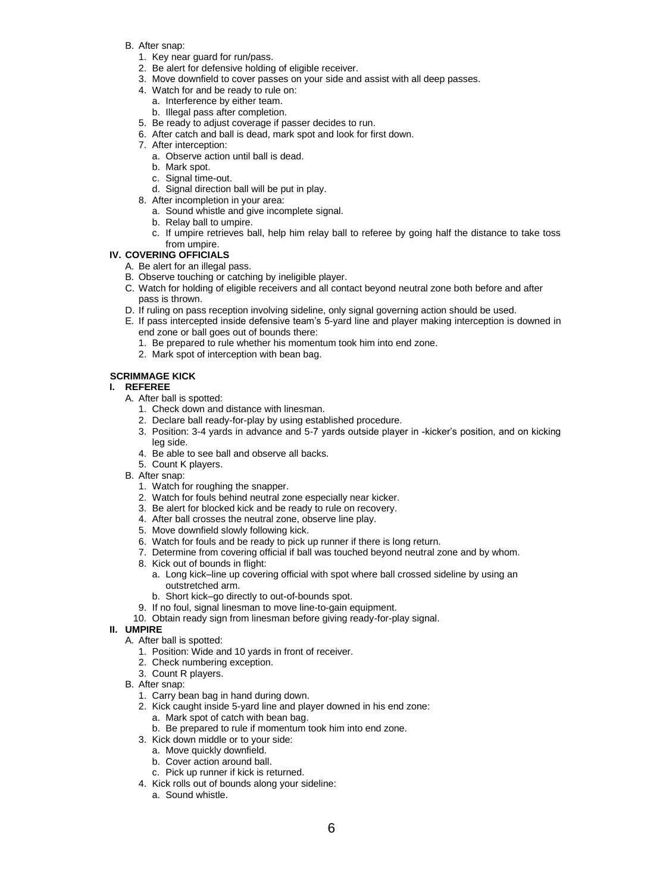B. After snap:
   1. Key near guard for run/pass.
   2. Be alert for defensive holding of eligible receiver.
   3. Move downfield to cover passes on your side and assist with all deep passes.
   4. Watch for and be ready to rule on:
      a. Interference by either team.
      b. Illegal pass after completion.
   5. Be ready to adjust coverage if passer decides to run.
   6. After catch and ball is dead, mark spot and look for first down.
   7. After interception:
      a. Observe action until ball is dead.
      b. Mark spot.
      c. Signal time-out.
      d. Signal direction ball will be put in play.
   8. After incompletion in your area:
      a. Sound whistle and give incomplete signal.
      b. Relay ball to umpire.
      c. If umpire retrieves ball, help him relay ball to referee by going half the distance to take toss from umpire.

**IV. COVERING OFFICIALS**

A. Be alert for an illegal pass.
B. Observe touching or catching by ineligible player.
C. Watch for holding of eligible receivers and all contact beyond neutral zone both before and after pass is thrown.
D. If ruling on pass reception involving sideline, only signal governing action should be used.
E. If pass intercepted inside defensive team's 5-yard line and player making interception is downed in end zone or ball goes out of bounds there:
   1. Be prepared to rule whether his momentum took him into end zone.
   2. Mark spot of interception with bean bag.

**SCRIMMAGE KICK**

**I. REFEREE**

A. After ball is spotted:
   1. Check down and distance with linesman.
   2. Declare ball ready-for-play by using established procedure.
   3. Position: 3-4 yards in advance and 5-7 yards outside player in -kicker's position, and on kicking leg side.
   4. Be able to see ball and observe all backs.
   5. Count K players.
B. After snap:
   1. Watch for roughing the snapper.
   2. Watch for fouls behind neutral zone especially near kicker.
   3. Be alert for blocked kick and be ready to rule on recovery.
   4. After ball crosses the neutral zone, observe line play.
   5. Move downfield slowly following kick.
   6. Watch for fouls and be ready to pick up runner if there is long return.
   7. Determine from covering official if ball was touched beyond neutral zone and by whom.
   8. Kick out of bounds in flight:
      a. Long kick–line up covering official with spot where ball crossed sideline by using an outstretched arm.
      b. Short kick–go directly to out-of-bounds spot.
   9. If no foul, signal linesman to move line-to-gain equipment.
   10. Obtain ready sign from linesman before giving ready-for-play signal.

**II. UMPIRE**

A. After ball is spotted:
   1. Position: Wide and 10 yards in front of receiver.
   2. Check numbering exception.
   3. Count R players.
B. After snap:
   1. Carry bean bag in hand during down.
   2. Kick caught inside 5-yard line and player downed in his end zone:
      a. Mark spot of catch with bean bag.
      b. Be prepared to rule if momentum took him into end zone.
   3. Kick down middle or to your side:
      a. Move quickly downfield.
      b. Cover action around ball.
      c. Pick up runner if kick is returned.
   4. Kick rolls out of bounds along your sideline:
      a. Sound whistle.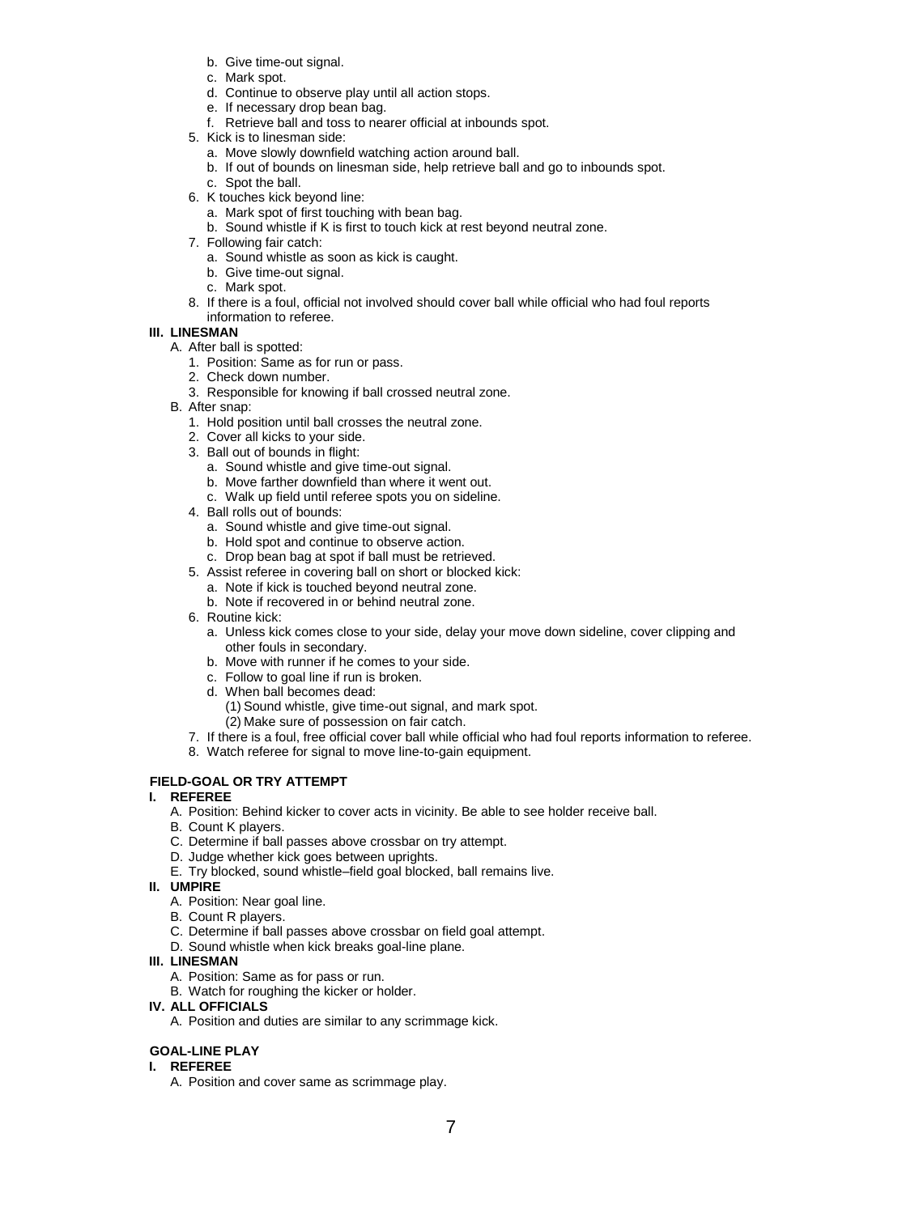b. Give time-out signal.
c. Mark spot.
d. Continue to observe play until all action stops.
e. If necessary drop bean bag.
f. Retrieve ball and toss to nearer official at inbounds spot.

5. Kick is to linesman side:
   a. Move slowly downfield watching action around ball.
   b. If out of bounds on linesman side, help retrieve ball and go to inbounds spot.
   c. Spot the ball.
6. K touches kick beyond line:
   a. Mark spot of first touching with bean bag.
   b. Sound whistle if K is first to touch kick at rest beyond neutral zone.
7. Following fair catch:
   a. Sound whistle as soon as kick is caught.
   b. Give time-out signal.
   c. Mark spot.
8. If there is a foul, official not involved should cover ball while official who had foul reports information to referee.

**III. LINESMAN**

A. After ball is spotted:
   1. Position: Same as for run or pass.
   2. Check down number.
   3. Responsible for knowing if ball crossed neutral zone.

B. After snap:
   1. Hold position until ball crosses the neutral zone.
   2. Cover all kicks to your side.
   3. Ball out of bounds in flight:
      a. Sound whistle and give time-out signal.
      b. Move farther downfield than where it went out.
      c. Walk up field until referee spots you on sideline.
   4. Ball rolls out of bounds:
      a. Sound whistle and give time-out signal.
      b. Hold spot and continue to observe action.
      c. Drop bean bag at spot if ball must be retrieved.
   5. Assist referee in covering ball on short or blocked kick:
      a. Note if kick is touched beyond neutral zone.
      b. Note if recovered in or behind neutral zone.
   6. Routine kick:
      a. Unless kick comes close to your side, delay your move down sideline, cover clipping and other fouls in secondary.
      b. Move with runner if he comes to your side.
      c. Follow to goal line if run is broken.
      d. When ball becomes dead:
         (1) Sound whistle, give time-out signal, and mark spot.
         (2) Make sure of possession on fair catch.
   7. If there is a foul, free official cover ball while official who had foul reports information to referee.
   8. Watch referee for signal to move line-to-gain equipment.

## FIELD-GOAL OR TRY ATTEMPT

**I. REFEREE**

A. Position: Behind kicker to cover acts in vicinity. Be able to see holder receive ball.
B. Count K players.
C. Determine if ball passes above crossbar on try attempt.
D. Judge whether kick goes between uprights.
E. Try blocked, sound whistle–field goal blocked, ball remains live.

**II. UMPIRE**

A. Position: Near goal line.
B. Count R players.
C. Determine if ball passes above crossbar on field goal attempt.
D. Sound whistle when kick breaks goal-line plane.

**III. LINESMAN**

A. Position: Same as for pass or run.
B. Watch for roughing the kicker or holder.

**IV. ALL OFFICIALS**

A. Position and duties are similar to any scrimmage kick.

## GOAL-LINE PLAY

**I. REFEREE**

A. Position and cover same as scrimmage play.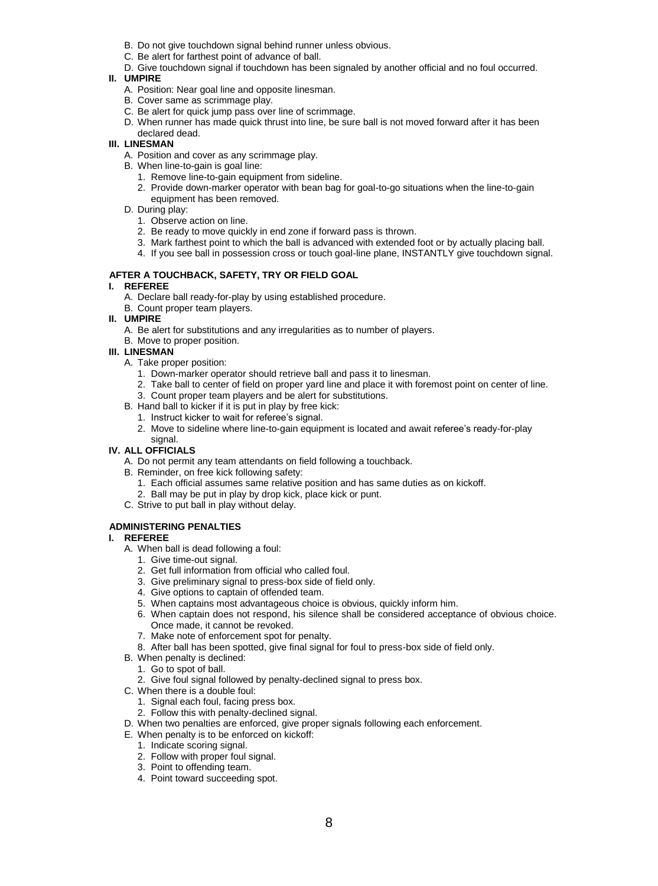B. Do not give touchdown signal behind runner unless obvious.
C. Be alert for farthest point of advance of ball.
D. Give touchdown signal if touchdown has been signaled by another official and no foul occurred.

**II. UMPIRE**

A. Position: Near goal line and opposite linesman.
B. Cover same as scrimmage play.
C. Be alert for quick jump pass over line of scrimmage.
D. When runner has made quick thrust into line, be sure ball is not moved forward after it has been declared dead.

**III. LINESMAN**

A. Position and cover as any scrimmage play.
B. When line-to-gain is goal line:
  1. Remove line-to-gain equipment from sideline.
  2. Provide down-marker operator with bean bag for goal-to-go situations when the line-to-gain equipment has been removed.

D. During play:
  1. Observe action on line.
  2. Be ready to move quickly in end zone if forward pass is thrown.
  3. Mark farthest point to which the ball is advanced with extended foot or by actually placing ball.
  4. If you see ball in possession cross or touch goal-line plane, INSTANTLY give touchdown signal.

### AFTER A TOUCHBACK, SAFETY, TRY OR FIELD GOAL

**I. REFEREE**

A. Declare ball ready-for-play by using established procedure.
B. Count proper team players.

**II. UMPIRE**

A. Be alert for substitutions and any irregularities as to number of players.
B. Move to proper position.

**III. LINESMAN**

A. Take proper position:
  1. Down-marker operator should retrieve ball and pass it to linesman.
  2. Take ball to center of field on proper yard line and place it with foremost point on center of line.
  3. Count proper team players and be alert for substitutions.

B. Hand ball to kicker if it is put in play by free kick:
  1. Instruct kicker to wait for referee's signal.
  2. Move to sideline where line-to-gain equipment is located and await referee's ready-for-play signal.

**IV. ALL OFFICIALS**

A. Do not permit any team attendants on field following a touchback.
B. Reminder, on free kick following safety:
  1. Each official assumes same relative position and has same duties as on kickoff.
  2. Ball may be put in play by drop kick, place kick or punt.

C. Strive to put ball in play without delay.

### ADMINISTERING PENALTIES

**I. REFEREE**

A. When ball is dead following a foul:
  1. Give time-out signal.
  2. Get full information from official who called foul.
  3. Give preliminary signal to press-box side of field only.
  4. Give options to captain of offended team.
  5. When captains most advantageous choice is obvious, quickly inform him.
  6. When captain does not respond, his silence shall be considered acceptance of obvious choice. Once made, it cannot be revoked.
  7. Make note of enforcement spot for penalty.
  8. After ball has been spotted, give final signal for foul to press-box side of field only.

B. When penalty is declined:
  1. Go to spot of ball.
  2. Give foul signal followed by penalty-declined signal to press box.

C. When there is a double foul:
  1. Signal each foul, facing press box.
  2. Follow this with penalty-declined signal.

D. When two penalties are enforced, give proper signals following each enforcement.
E. When penalty is to be enforced on kickoff:
  1. Indicate scoring signal.
  2. Follow with proper foul signal.
  3. Point to offending team.
  4. Point toward succeeding spot.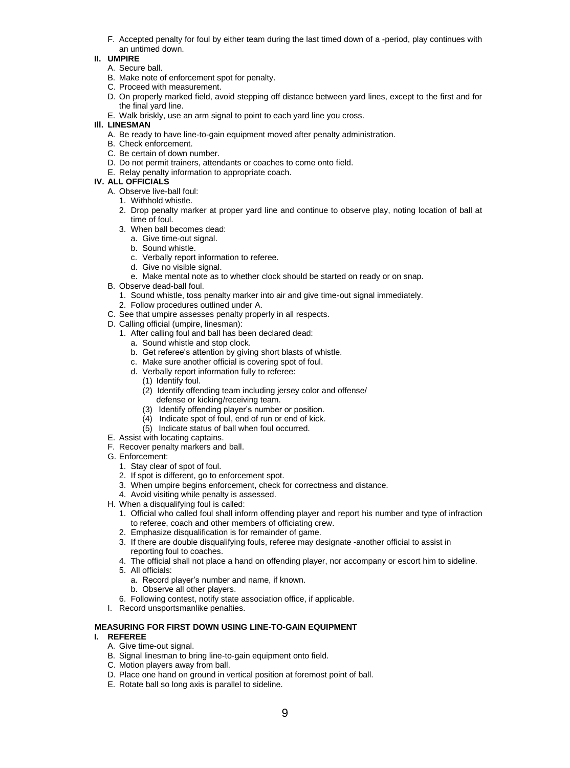F. Accepted penalty for foul by either team during the last timed down of a -period, play continues with an untimed down.

**II. UMPIRE**

A. Secure ball.
B. Make note of enforcement spot for penalty.
C. Proceed with measurement.
D. On properly marked field, avoid stepping off distance between yard lines, except to the first and for the final yard line.
E. Walk briskly, use an arm signal to point to each yard line you cross.

**III. LINESMAN**

A. Be ready to have line-to-gain equipment moved after penalty administration.
B. Check enforcement.
C. Be certain of down number.
D. Do not permit trainers, attendants or coaches to come onto field.
E. Relay penalty information to appropriate coach.

**IV. ALL OFFICIALS**

A. Observe live-ball foul:
   1. Withhold whistle.
   2. Drop penalty marker at proper yard line and continue to observe play, noting location of ball at time of foul.
   3. When ball becomes dead:
      a. Give time-out signal.
      b. Sound whistle.
      c. Verbally report information to referee.
      d. Give no visible signal.
      e. Make mental note as to whether clock should be started on ready or on snap.
B. Observe dead-ball foul.
   1. Sound whistle, toss penalty marker into air and give time-out signal immediately.
   2. Follow procedures outlined under A.
C. See that umpire assesses penalty properly in all respects.
D. Calling official (umpire, linesman):
   1. After calling foul and ball has been declared dead:
      a. Sound whistle and stop clock.
      b. Get referee's attention by giving short blasts of whistle.
      c. Make sure another official is covering spot of foul.
      d. Verbally report information fully to referee:
         (1) Identify foul.
         (2) Identify offending team including jersey color and offense/ defense or kicking/receiving team.
         (3) Identify offending player's number or position.
         (4) Indicate spot of foul, end of run or end of kick.
         (5) Indicate status of ball when foul occurred.
E. Assist with locating captains.
F. Recover penalty markers and ball.
G. Enforcement:
   1. Stay clear of spot of foul.
   2. If spot is different, go to enforcement spot.
   3. When umpire begins enforcement, check for correctness and distance.
   4. Avoid visiting while penalty is assessed.
H. When a disqualifying foul is called:
   1. Official who called foul shall inform offending player and report his number and type of infraction to referee, coach and other members of officiating crew.
   2. Emphasize disqualification is for remainder of game.
   3. If there are double disqualifying fouls, referee may designate -another official to assist in reporting foul to coaches.
   4. The official shall not place a hand on offending player, nor accompany or escort him to sideline.
   5. All officials:
      a. Record player's number and name, if known.
      b. Observe all other players.
   6. Following contest, notify state association office, if applicable.
I. Record unsportsmanlike penalties.

**MEASURING FOR FIRST DOWN USING LINE-TO-GAIN EQUIPMENT**

**I. REFEREE**

A. Give time-out signal.
B. Signal linesman to bring line-to-gain equipment onto field.
C. Motion players away from ball.
D. Place one hand on ground in vertical position at foremost point of ball.
E. Rotate ball so long axis is parallel to sideline.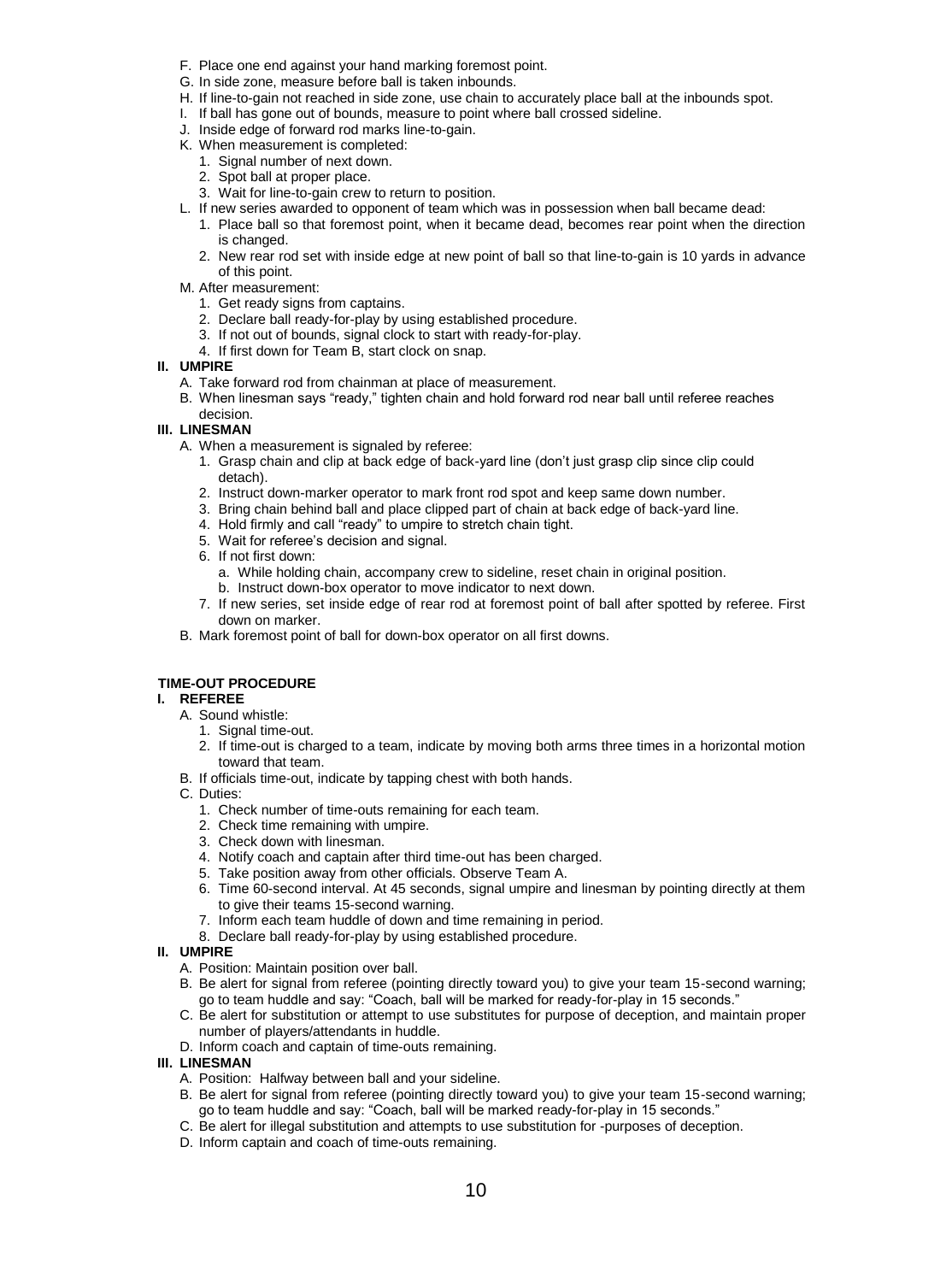F. Place one end against your hand marking foremost point.
G. In side zone, measure before ball is taken inbounds.
H. If line-to-gain not reached in side zone, use chain to accurately place ball at the inbounds spot.
I. If ball has gone out of bounds, measure to point where ball crossed sideline.
J. Inside edge of forward rod marks line-to-gain.
K. When measurement is completed:
   1. Signal number of next down.
   2. Spot ball at proper place.
   3. Wait for line-to-gain crew to return to position.
L. If new series awarded to opponent of team which was in possession when ball became dead:
   1. Place ball so that foremost point, when it became dead, becomes rear point when the direction is changed.
   2. New rear rod set with inside edge at new point of ball so that line-to-gain is 10 yards in advance of this point.
M. After measurement:
   1. Get ready signs from captains.
   2. Declare ball ready-for-play by using established procedure.
   3. If not out of bounds, signal clock to start with ready-for-play.
   4. If first down for Team B, start clock on snap.

**II. UMPIRE**

A. Take forward rod from chainman at place of measurement.
B. When linesman says "ready," tighten chain and hold forward rod near ball until referee reaches decision.

**III. LINESMAN**

A. When a measurement is signaled by referee:
   1. Grasp chain and clip at back edge of back-yard line (don't just grasp clip since clip could detach).
   2. Instruct down-marker operator to mark front rod spot and keep same down number.
   3. Bring chain behind ball and place clipped part of chain at back edge of back-yard line.
   4. Hold firmly and call "ready" to umpire to stretch chain tight.
   5. Wait for referee's decision and signal.
   6. If not first down:
      a. While holding chain, accompany crew to sideline, reset chain in original position.
      b. Instruct down-box operator to move indicator to next down.
   7. If new series, set inside edge of rear rod at foremost point of ball after spotted by referee. First down on marker.
B. Mark foremost point of ball for down-box operator on all first downs.

## TIME-OUT PROCEDURE

**I. REFEREE**

A. Sound whistle:
   1. Signal time-out.
   2. If time-out is charged to a team, indicate by moving both arms three times in a horizontal motion toward that team.
B. If officials time-out, indicate by tapping chest with both hands.
C. Duties:
   1. Check number of time-outs remaining for each team.
   2. Check time remaining with umpire.
   3. Check down with linesman.
   4. Notify coach and captain after third time-out has been charged.
   5. Take position away from other officials. Observe Team A.
   6. Time 60-second interval. At 45 seconds, signal umpire and linesman by pointing directly at them to give their teams 15-second warning.
   7. Inform each team huddle of down and time remaining in period.
   8. Declare ball ready-for-play by using established procedure.

**II. UMPIRE**

A. Position: Maintain position over ball.
B. Be alert for signal from referee (pointing directly toward you) to give your team 15-second warning; go to team huddle and say: "Coach, ball will be marked for ready-for-play in 15 seconds."
C. Be alert for substitution or attempt to use substitutes for purpose of deception, and maintain proper number of players/attendants in huddle.
D. Inform coach and captain of time-outs remaining.

**III. LINESMAN**

A. Position: Halfway between ball and your sideline.
B. Be alert for signal from referee (pointing directly toward you) to give your team 15-second warning; go to team huddle and say: "Coach, ball will be marked ready-for-play in 15 seconds."
C. Be alert for illegal substitution and attempts to use substitution for -purposes of deception.
D. Inform captain and coach of time-outs remaining.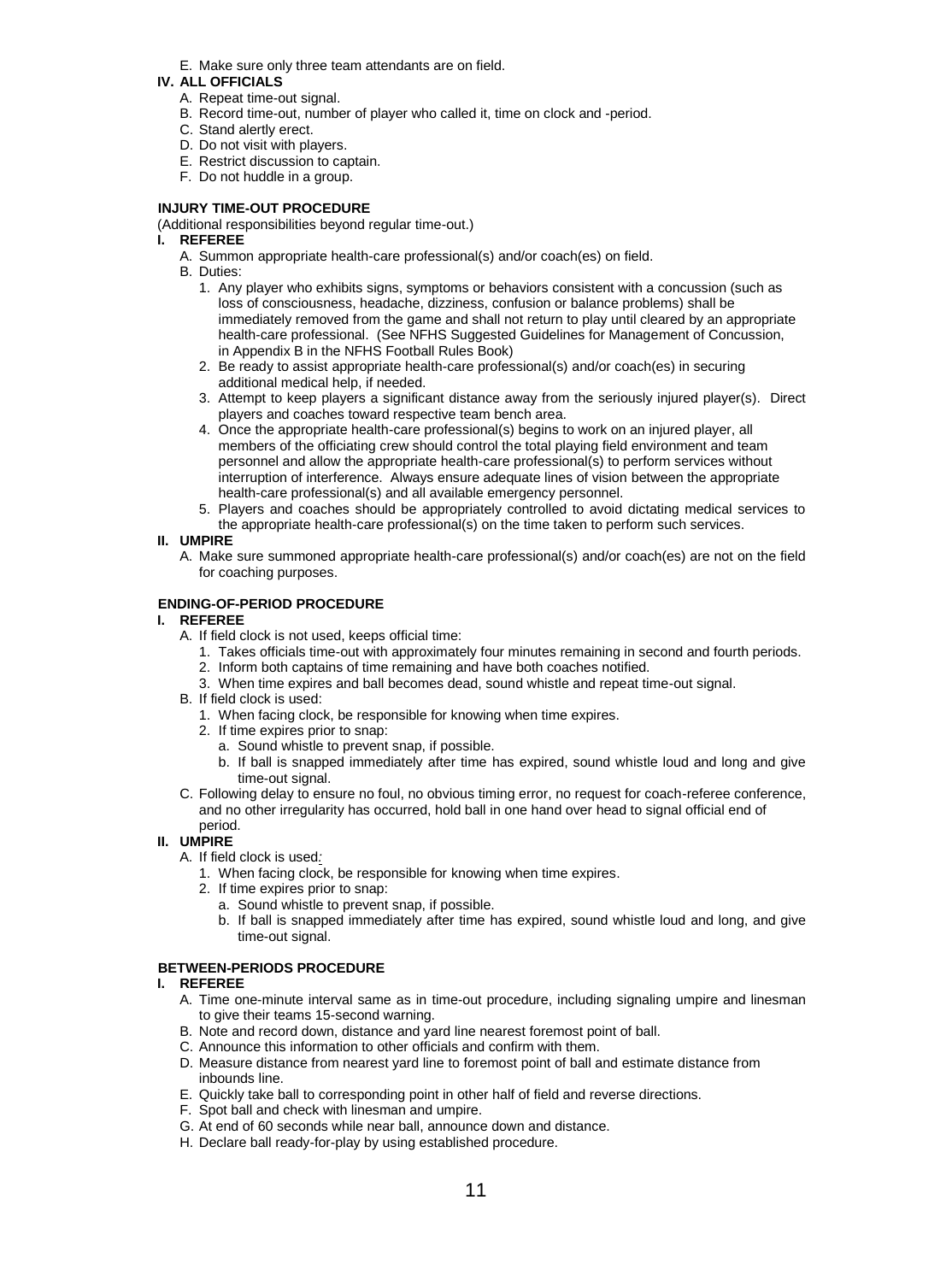E. Make sure only three team attendants are on field.

**IV. ALL OFFICIALS**

A. Repeat time-out signal.
B. Record time-out, number of player who called it, time on clock and -period.
C. Stand alertly erect.
D. Do not visit with players.
E. Restrict discussion to captain.
F. Do not huddle in a group.

**INJURY TIME-OUT PROCEDURE**

(Additional responsibilities beyond regular time-out.)

**I. REFEREE**

A. Summon appropriate health-care professional(s) and/or coach(es) on field.
B. Duties:
   1. Any player who exhibits signs, symptoms or behaviors consistent with a concussion (such as loss of consciousness, headache, dizziness, confusion or balance problems) shall be immediately removed from the game and shall not return to play until cleared by an appropriate health-care professional. (See NFHS Suggested Guidelines for Management of Concussion, in Appendix B in the NFHS Football Rules Book)
   2. Be ready to assist appropriate health-care professional(s) and/or coach(es) in securing additional medical help, if needed.
   3. Attempt to keep players a significant distance away from the seriously injured player(s). Direct players and coaches toward respective team bench area.
   4. Once the appropriate health-care professional(s) begins to work on an injured player, all members of the officiating crew should control the total playing field environment and team personnel and allow the appropriate health-care professional(s) to perform services without interruption of interference. Always ensure adequate lines of vision between the appropriate health-care professional(s) and all available emergency personnel.
   5. Players and coaches should be appropriately controlled to avoid dictating medical services to the appropriate health-care professional(s) on the time taken to perform such services.

**II. UMPIRE**

A. Make sure summoned appropriate health-care professional(s) and/or coach(es) are not on the field for coaching purposes.

**ENDING-OF-PERIOD PROCEDURE**

**I. REFEREE**

A. If field clock is not used, keeps official time:
   1. Takes officials time-out with approximately four minutes remaining in second and fourth periods.
   2. Inform both captains of time remaining and have both coaches notified.
   3. When time expires and ball becomes dead, sound whistle and repeat time-out signal.
B. If field clock is used:
   1. When facing clock, be responsible for knowing when time expires.
   2. If time expires prior to snap:
      a. Sound whistle to prevent snap, if possible.
      b. If ball is snapped immediately after time has expired, sound whistle loud and long and give time-out signal.
C. Following delay to ensure no foul, no obvious timing error, no request for coach-referee conference, and no other irregularity has occurred, hold ball in one hand over head to signal official end of period.

**II. UMPIRE**

A. If field clock is used:
   1. When facing clock, be responsible for knowing when time expires.
   2. If time expires prior to snap:
      a. Sound whistle to prevent snap, if possible.
      b. If ball is snapped immediately after time has expired, sound whistle loud and long, and give time-out signal.

**BETWEEN-PERIODS PROCEDURE**

**I. REFEREE**

A. Time one-minute interval same as in time-out procedure, including signaling umpire and linesman to give their teams 15-second warning.
B. Note and record down, distance and yard line nearest foremost point of ball.
C. Announce this information to other officials and confirm with them.
D. Measure distance from nearest yard line to foremost point of ball and estimate distance from inbounds line.
E. Quickly take ball to corresponding point in other half of field and reverse directions.
F. Spot ball and check with linesman and umpire.
G. At end of 60 seconds while near ball, announce down and distance.
H. Declare ball ready-for-play by using established procedure.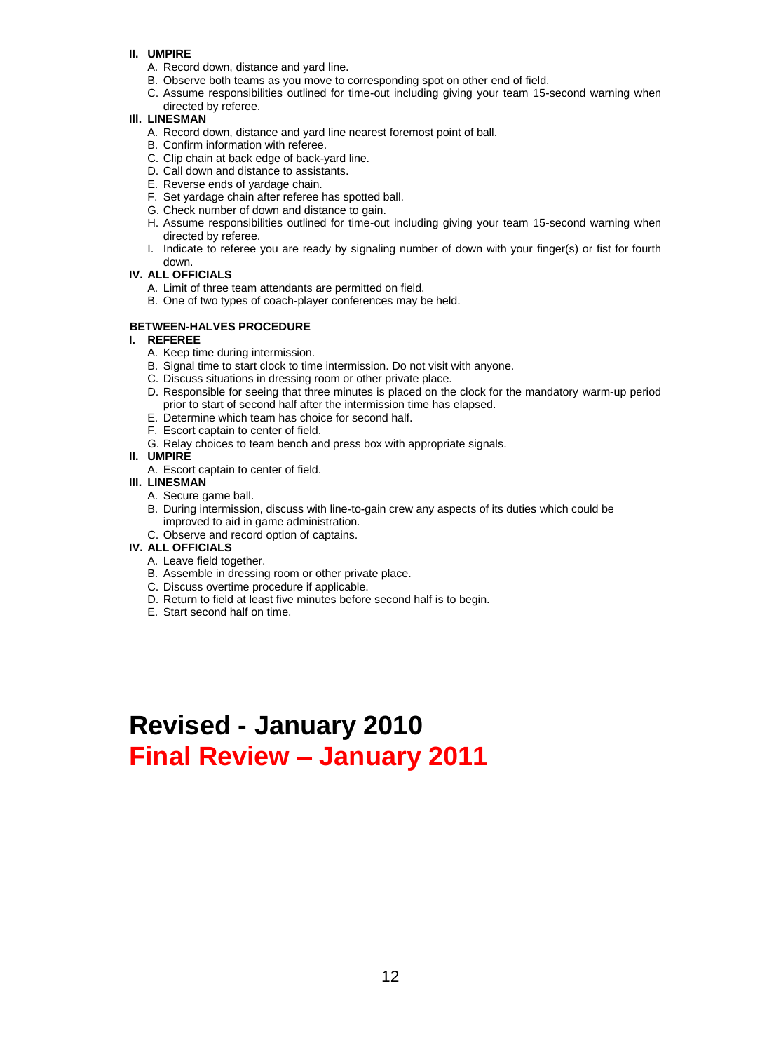**II. UMPIRE**

A. Record down, distance and yard line.
B. Observe both teams as you move to corresponding spot on other end of field.
C. Assume responsibilities outlined for time-out including giving your team 15-second warning when directed by referee.

**III. LINESMAN**

A. Record down, distance and yard line nearest foremost point of ball.
B. Confirm information with referee.
C. Clip chain at back edge of back-yard line.
D. Call down and distance to assistants.
E. Reverse ends of yardage chain.
F. Set yardage chain after referee has spotted ball.
G. Check number of down and distance to gain.
H. Assume responsibilities outlined for time-out including giving your team 15-second warning when directed by referee.
I. Indicate to referee you are ready by signaling number of down with your finger(s) or fist for fourth down.

**IV. ALL OFFICIALS**

A. Limit of three team attendants are permitted on field.
B. One of two types of coach-player conferences may be held.

**BETWEEN-HALVES PROCEDURE**

**I. REFEREE**

A. Keep time during intermission.
B. Signal time to start clock to time intermission. Do not visit with anyone.
C. Discuss situations in dressing room or other private place.
D. Responsible for seeing that three minutes is placed on the clock for the mandatory warm-up period prior to start of second half after the intermission time has elapsed.
E. Determine which team has choice for second half.
F. Escort captain to center of field.
G. Relay choices to team bench and press box with appropriate signals.

**II. UMPIRE**

A. Escort captain to center of field.

**III. LINESMAN**

A. Secure game ball.
B. During intermission, discuss with line-to-gain crew any aspects of its duties which could be improved to aid in game administration.
C. Observe and record option of captains.

**IV. ALL OFFICIALS**

A. Leave field together.
B. Assemble in dressing room or other private place.
C. Discuss overtime procedure if applicable.
D. Return to field at least five minutes before second half is to begin.
E. Start second half on time.

# Revised - January 2010
# Final Review – January 2011